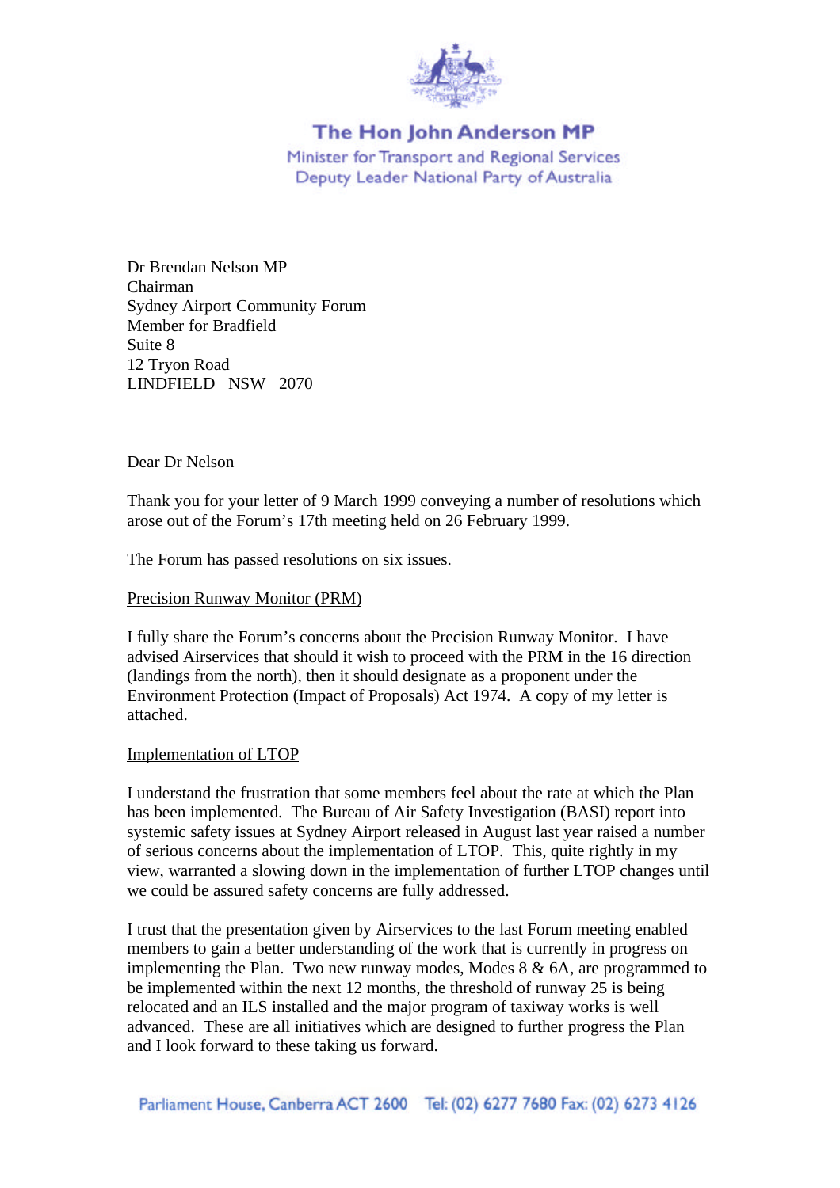**The Hon John Anderson MP**

Minister for Transport and Regional Services
Deputy Leader National Party of Australia

Dr Brendan Nelson MP
Chairman
Sydney Airport Community Forum
Member for Bradfield
Suite 8
12 Tryon Road
LINDFIELD NSW 2070

Dear Dr Nelson

Thank you for your letter of 9 March 1999 conveying a number of resolutions which arose out of the Forum's 17th meeting held on 26 February 1999.

The Forum has passed resolutions on six issues.

<u>Precision Runway Monitor (PRM)</u>

I fully share the Forum's concerns about the Precision Runway Monitor. I have advised Airservices that should it wish to proceed with the PRM in the 16 direction (landings from the north), then it should designate as a proponent under the Environment Protection (Impact of Proposals) Act 1974. A copy of my letter is attached.

<u>Implementation of LTOP</u>

I understand the frustration that some members feel about the rate at which the Plan has been implemented. The Bureau of Air Safety Investigation (BASI) report into systemic safety issues at Sydney Airport released in August last year raised a number of serious concerns about the implementation of LTOP. This, quite rightly in my view, warranted a slowing down in the implementation of further LTOP changes until we could be assured safety concerns are fully addressed.

I trust that the presentation given by Airservices to the last Forum meeting enabled members to gain a better understanding of the work that is currently in progress on implementing the Plan. Two new runway modes, Modes 8 & 6A, are programmed to be implemented within the next 12 months, the threshold of runway 25 is being relocated and an ILS installed and the major program of taxiway works is well advanced. These are all initiatives which are designed to further progress the Plan and I look forward to these taking us forward.

Parliament House, Canberra ACT 2600 Tel: (02) 6277 7680 Fax: (02) 6273 4126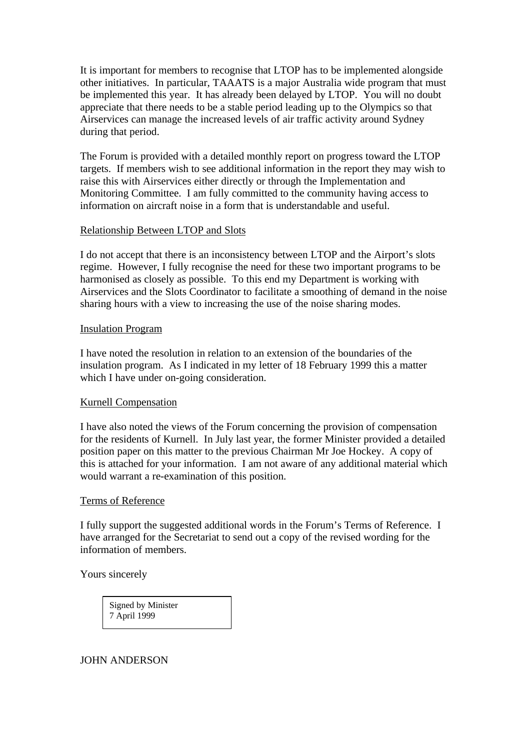It is important for members to recognise that LTOP has to be implemented alongside other initiatives. In particular, TAAATS is a major Australia wide program that must be implemented this year. It has already been delayed by LTOP. You will no doubt appreciate that there needs to be a stable period leading up to the Olympics so that Airservices can manage the increased levels of air traffic activity around Sydney during that period.

The Forum is provided with a detailed monthly report on progress toward the LTOP targets. If members wish to see additional information in the report they may wish to raise this with Airservices either directly or through the Implementation and Monitoring Committee. I am fully committed to the community having access to information on aircraft noise in a form that is understandable and useful.

<u>Relationship Between LTOP and Slots</u>

I do not accept that there is an inconsistency between LTOP and the Airport's slots regime. However, I fully recognise the need for these two important programs to be harmonised as closely as possible. To this end my Department is working with Airservices and the Slots Coordinator to facilitate a smoothing of demand in the noise sharing hours with a view to increasing the use of the noise sharing modes.

<u>Insulation Program</u>

I have noted the resolution in relation to an extension of the boundaries of the insulation program. As I indicated in my letter of 18 February 1999 this a matter which I have under on-going consideration.

<u>Kurnell Compensation</u>

I have also noted the views of the Forum concerning the provision of compensation for the residents of Kurnell. In July last year, the former Minister provided a detailed position paper on this matter to the previous Chairman Mr Joe Hockey. A copy of this is attached for your information. I am not aware of any additional material which would warrant a re-examination of this position.

<u>Terms of Reference</u>

I fully support the suggested additional words in the Forum's Terms of Reference. I have arranged for the Secretariat to send out a copy of the revised wording for the information of members.

Yours sincerely

Signed by Minister
7 April 1999

JOHN ANDERSON